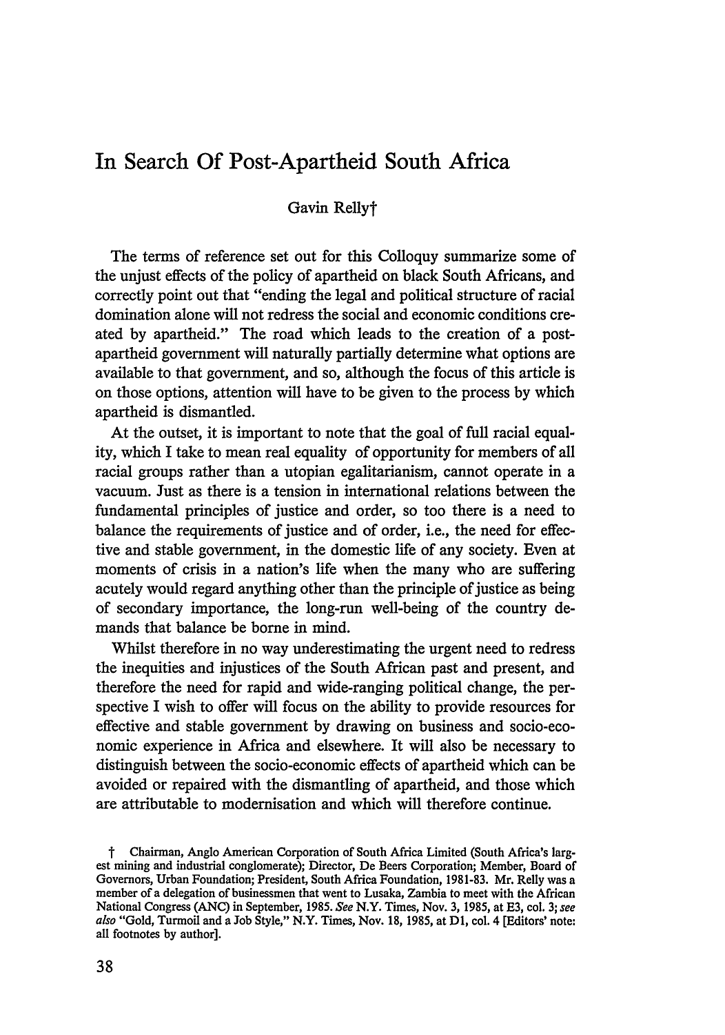# In Search Of Post-Apartheid South Africa

Gavin Relly†

The terms of reference set out for this Colloquy summarize some of the unjust effects of the policy of apartheid on black South Africans, and correctly point out that "ending the legal and political structure of racial domination alone will not redress the social and economic conditions created by apartheid." The road which leads to the creation of a post-apartheid government will naturally partially determine what options are available to that government, and so, although the focus of this article is on those options, attention will have to be given to the process by which apartheid is dismantled.

At the outset, it is important to note that the goal of full racial equality, which I take to mean real equality of opportunity for members of all racial groups rather than a utopian egalitarianism, cannot operate in a vacuum. Just as there is a tension in international relations between the fundamental principles of justice and order, so too there is a need to balance the requirements of justice and of order, i.e., the need for effective and stable government, in the domestic life of any society. Even at moments of crisis in a nation's life when the many who are suffering acutely would regard anything other than the principle of justice as being of secondary importance, the long-run well-being of the country demands that balance be borne in mind.

Whilst therefore in no way underestimating the urgent need to redress the inequities and injustices of the South African past and present, and therefore the need for rapid and wide-ranging political change, the perspective I wish to offer will focus on the ability to provide resources for effective and stable government by drawing on business and socio-economic experience in Africa and elsewhere. It will also be necessary to distinguish between the socio-economic effects of apartheid which can be avoided or repaired with the dismantling of apartheid, and those which are attributable to modernisation and which will therefore continue.

† Chairman, Anglo American Corporation of South Africa Limited (South Africa's largest mining and industrial conglomerate); Director, De Beers Corporation; Member, Board of Governors, Urban Foundation; President, South Africa Foundation, 1981-83. Mr. Relly was a member of a delegation of businessmen that went to Lusaka, Zambia to meet with the African National Congress (ANC) in September, 1985. *See* N.Y. Times, Nov. 3, 1985, at E3, col. 3; *see also* "Gold, Turmoil and a Job Style," N.Y. Times, Nov. 18, 1985, at D1, col. 4 [Editors' note: all footnotes by author].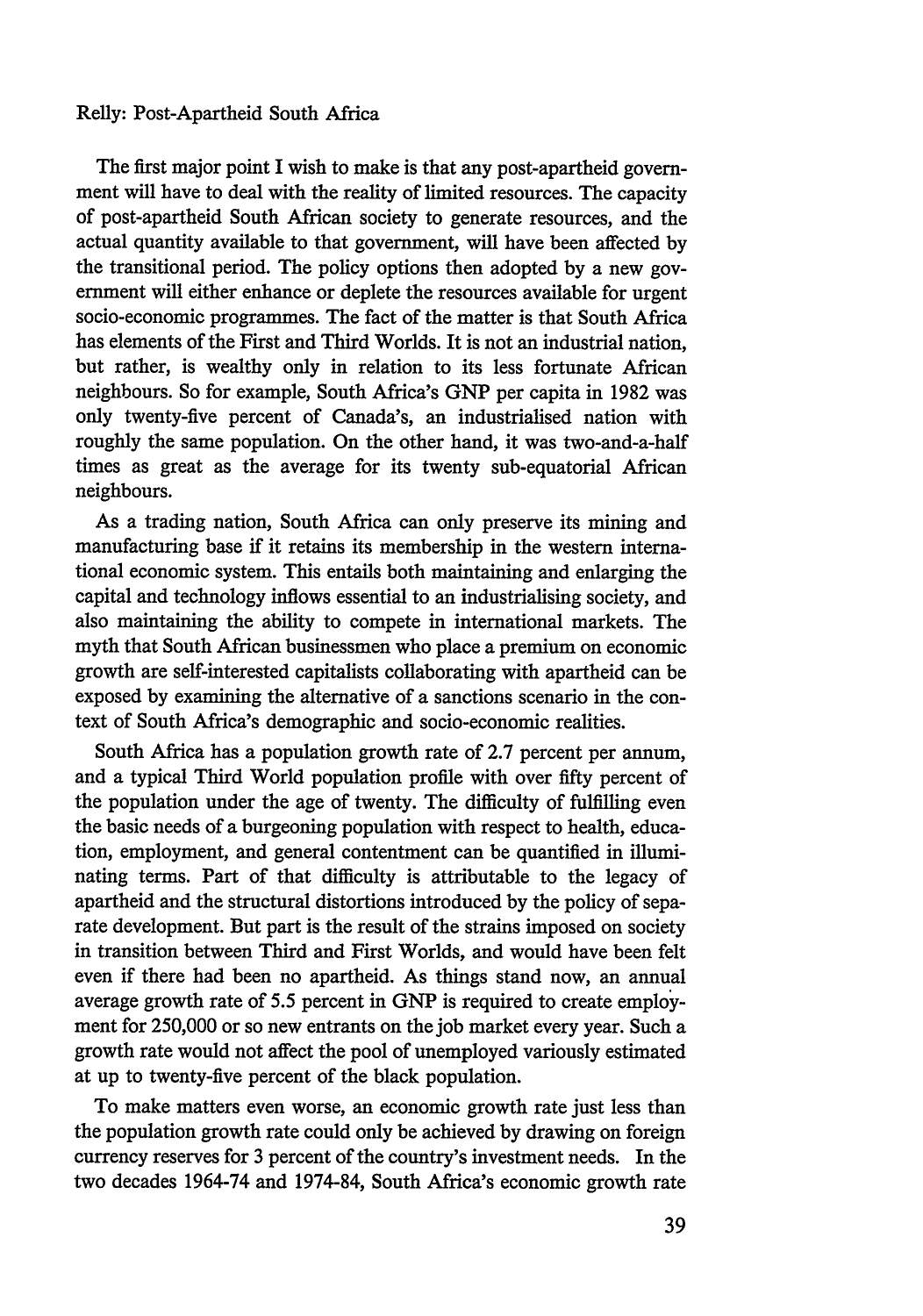The first major point I wish to make is that any post-apartheid government will have to deal with the reality of limited resources. The capacity of post-apartheid South African society to generate resources, and the actual quantity available to that government, will have been affected by the transitional period. The policy options then adopted by a new government will either enhance or deplete the resources available for urgent socio-economic programmes. The fact of the matter is that South Africa has elements of the First and Third Worlds. It is not an industrial nation, but rather, is wealthy only in relation to its less fortunate African neighbours. So for example, South Africa's GNP per capita in 1982 was only twenty-five percent of Canada's, an industrialised nation with roughly the same population. On the other hand, it was two-and-a-half times as great as the average for its twenty sub-equatorial African neighbours.

As a trading nation, South Africa can only preserve its mining and manufacturing base if it retains its membership in the western international economic system. This entails both maintaining and enlarging the capital and technology inflows essential to an industrialising society, and also maintaining the ability to compete in international markets. The myth that South African businessmen who place a premium on economic growth are self-interested capitalists collaborating with apartheid can be exposed by examining the alternative of a sanctions scenario in the context of South Africa's demographic and socio-economic realities.

South Africa has a population growth rate of 2.7 percent per annum, and a typical Third World population profile with over fifty percent of the population under the age of twenty. The difficulty of fulfilling even the basic needs of a burgeoning population with respect to health, education, employment, and general contentment can be quantified in illuminating terms. Part of that difficulty is attributable to the legacy of apartheid and the structural distortions introduced by the policy of separate development. But part is the result of the strains imposed on society in transition between Third and First Worlds, and would have been felt even if there had been no apartheid. As things stand now, an annual average growth rate of 5.5 percent in GNP is required to create employment for 250,000 or so new entrants on the job market every year. Such a growth rate would not affect the pool of unemployed variously estimated at up to twenty-five percent of the black population.

To make matters even worse, an economic growth rate just less than the population growth rate could only be achieved by drawing on foreign currency reserves for 3 percent of the country's investment needs. In the two decades 1964-74 and 1974-84, South Africa's economic growth rate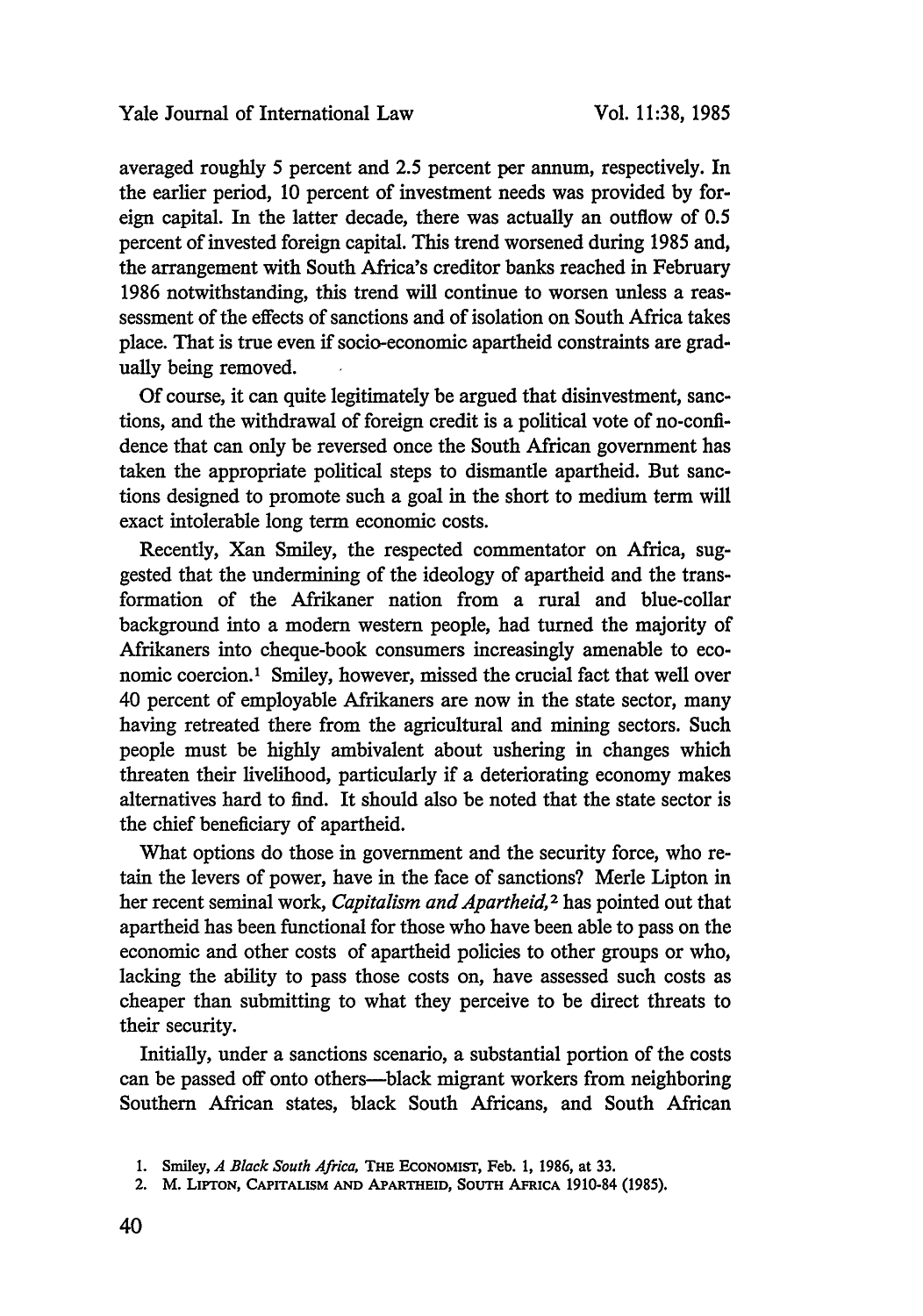averaged roughly 5 percent and 2.5 percent per annum, respectively. In the earlier period, 10 percent of investment needs was provided by foreign capital. In the latter decade, there was actually an outflow of 0.5 percent of invested foreign capital. This trend worsened during 1985 and, the arrangement with South Africa's creditor banks reached in February 1986 notwithstanding, this trend will continue to worsen unless a reassessment of the effects of sanctions and of isolation on South Africa takes place. That is true even if socio-economic apartheid constraints are gradually being removed.

Of course, it can quite legitimately be argued that disinvestment, sanctions, and the withdrawal of foreign credit is a political vote of no-confidence that can only be reversed once the South African government has taken the appropriate political steps to dismantle apartheid. But sanctions designed to promote such a goal in the short to medium term will exact intolerable long term economic costs.

Recently, Xan Smiley, the respected commentator on Africa, suggested that the undermining of the ideology of apartheid and the transformation of the Afrikaner nation from a rural and blue-collar background into a modern western people, had turned the majority of Afrikaners into cheque-book consumers increasingly amenable to economic coercion.[1] Smiley, however, missed the crucial fact that well over 40 percent of employable Afrikaners are now in the state sector, many having retreated there from the agricultural and mining sectors. Such people must be highly ambivalent about ushering in changes which threaten their livelihood, particularly if a deteriorating economy makes alternatives hard to find. It should also be noted that the state sector is the chief beneficiary of apartheid.

What options do those in government and the security force, who retain the levers of power, have in the face of sanctions? Merle Lipton in her recent seminal work, *Capitalism and Apartheid*,[2] has pointed out that apartheid has been functional for those who have been able to pass on the economic and other costs of apartheid policies to other groups or who, lacking the ability to pass those costs on, have assessed such costs as cheaper than submitting to what they perceive to be direct threats to their security.

Initially, under a sanctions scenario, a substantial portion of the costs can be passed off onto others—black migrant workers from neighboring Southern African states, black South Africans, and South African

1. Smiley, *A Black South Africa*, THE ECONOMIST, Feb. 1, 1986, at 33.
2. M. LIPTON, CAPITALISM AND APARTHEID, SOUTH AFRICA 1910-84 (1985).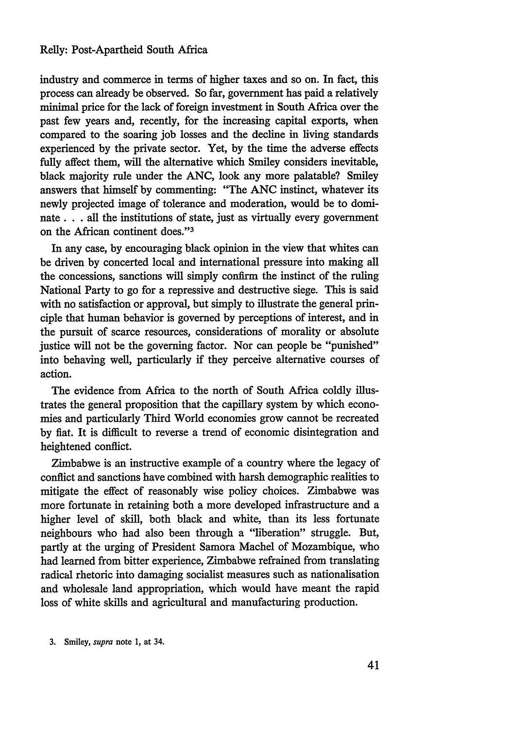industry and commerce in terms of higher taxes and so on. In fact, this process can already be observed. So far, government has paid a relatively minimal price for the lack of foreign investment in South Africa over the past few years and, recently, for the increasing capital exports, when compared to the soaring job losses and the decline in living standards experienced by the private sector. Yet, by the time the adverse effects fully affect them, will the alternative which Smiley considers inevitable, black majority rule under the ANC, look any more palatable? Smiley answers that himself by commenting: "The ANC instinct, whatever its newly projected image of tolerance and moderation, would be to dominate . . . all the institutions of state, just as virtually every government on the African continent does."[3]

In any case, by encouraging black opinion in the view that whites can be driven by concerted local and international pressure into making all the concessions, sanctions will simply confirm the instinct of the ruling National Party to go for a repressive and destructive siege. This is said with no satisfaction or approval, but simply to illustrate the general principle that human behavior is governed by perceptions of interest, and in the pursuit of scarce resources, considerations of morality or absolute justice will not be the governing factor. Nor can people be "punished" into behaving well, particularly if they perceive alternative courses of action.

The evidence from Africa to the north of South Africa coldly illustrates the general proposition that the capillary system by which economies and particularly Third World economies grow cannot be recreated by fiat. It is difficult to reverse a trend of economic disintegration and heightened conflict.

Zimbabwe is an instructive example of a country where the legacy of conflict and sanctions have combined with harsh demographic realities to mitigate the effect of reasonably wise policy choices. Zimbabwe was more fortunate in retaining both a more developed infrastructure and a higher level of skill, both black and white, than its less fortunate neighbours who had also been through a "liberation" struggle. But, partly at the urging of President Samora Machel of Mozambique, who had learned from bitter experience, Zimbabwe refrained from translating radical rhetoric into damaging socialist measures such as nationalisation and wholesale land appropriation, which would have meant the rapid loss of white skills and agricultural and manufacturing production.

3. Smiley, *supra* note 1, at 34.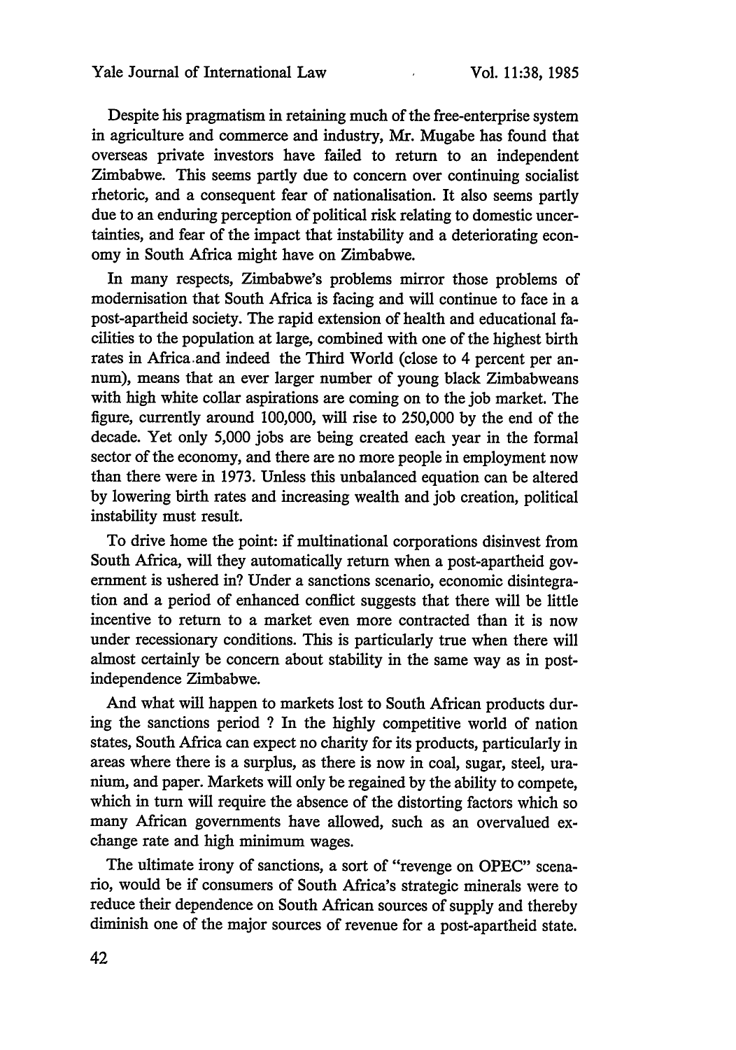Despite his pragmatism in retaining much of the free-enterprise system in agriculture and commerce and industry, Mr. Mugabe has found that overseas private investors have failed to return to an independent Zimbabwe. This seems partly due to concern over continuing socialist rhetoric, and a consequent fear of nationalisation. It also seems partly due to an enduring perception of political risk relating to domestic uncertainties, and fear of the impact that instability and a deteriorating economy in South Africa might have on Zimbabwe.

In many respects, Zimbabwe's problems mirror those problems of modernisation that South Africa is facing and will continue to face in a post-apartheid society. The rapid extension of health and educational facilities to the population at large, combined with one of the highest birth rates in Africa and indeed the Third World (close to 4 percent per annum), means that an ever larger number of young black Zimbabweans with high white collar aspirations are coming on to the job market. The figure, currently around 100,000, will rise to 250,000 by the end of the decade. Yet only 5,000 jobs are being created each year in the formal sector of the economy, and there are no more people in employment now than there were in 1973. Unless this unbalanced equation can be altered by lowering birth rates and increasing wealth and job creation, political instability must result.

To drive home the point: if multinational corporations disinvest from South Africa, will they automatically return when a post-apartheid government is ushered in? Under a sanctions scenario, economic disintegration and a period of enhanced conflict suggests that there will be little incentive to return to a market even more contracted than it is now under recessionary conditions. This is particularly true when there will almost certainly be concern about stability in the same way as in post-independence Zimbabwe.

And what will happen to markets lost to South African products during the sanctions period ? In the highly competitive world of nation states, South Africa can expect no charity for its products, particularly in areas where there is a surplus, as there is now in coal, sugar, steel, uranium, and paper. Markets will only be regained by the ability to compete, which in turn will require the absence of the distorting factors which so many African governments have allowed, such as an overvalued exchange rate and high minimum wages.

The ultimate irony of sanctions, a sort of "revenge on OPEC" scenario, would be if consumers of South Africa's strategic minerals were to reduce their dependence on South African sources of supply and thereby diminish one of the major sources of revenue for a post-apartheid state.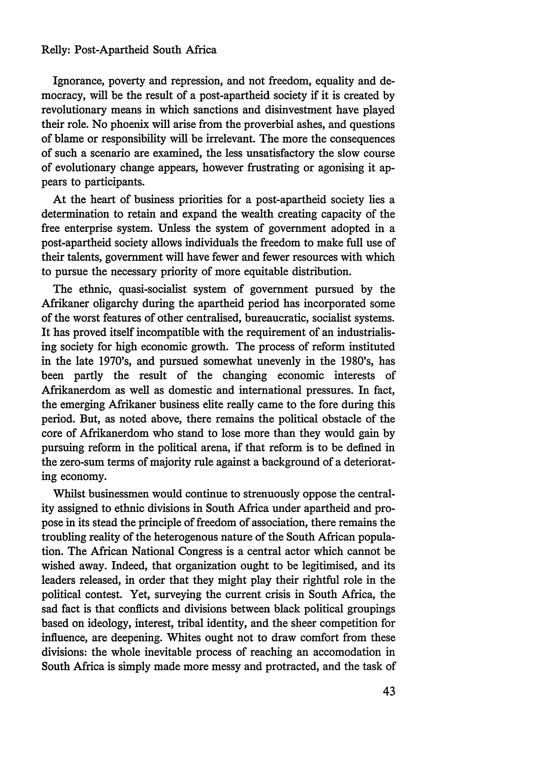Ignorance, poverty and repression, and not freedom, equality and democracy, will be the result of a post-apartheid society if it is created by revolutionary means in which sanctions and disinvestment have played their role. No phoenix will arise from the proverbial ashes, and questions of blame or responsibility will be irrelevant. The more the consequences of such a scenario are examined, the less unsatisfactory the slow course of evolutionary change appears, however frustrating or agonising it appears to participants.

At the heart of business priorities for a post-apartheid society lies a determination to retain and expand the wealth creating capacity of the free enterprise system. Unless the system of government adopted in a post-apartheid society allows individuals the freedom to make full use of their talents, government will have fewer and fewer resources with which to pursue the necessary priority of more equitable distribution.

The ethnic, quasi-socialist system of government pursued by the Afrikaner oligarchy during the apartheid period has incorporated some of the worst features of other centralised, bureaucratic, socialist systems. It has proved itself incompatible with the requirement of an industrialising society for high economic growth. The process of reform instituted in the late 1970's, and pursued somewhat unevenly in the 1980's, has been partly the result of the changing economic interests of Afrikanerdom as well as domestic and international pressures. In fact, the emerging Afrikaner business elite really came to the fore during this period. But, as noted above, there remains the political obstacle of the core of Afrikanerdom who stand to lose more than they would gain by pursuing reform in the political arena, if that reform is to be defined in the zero-sum terms of majority rule against a background of a deteriorating economy.

Whilst businessmen would continue to strenuously oppose the centrality assigned to ethnic divisions in South Africa under apartheid and propose in its stead the principle of freedom of association, there remains the troubling reality of the heterogenous nature of the South African population. The African National Congress is a central actor which cannot be wished away. Indeed, that organization ought to be legitimised, and its leaders released, in order that they might play their rightful role in the political contest. Yet, surveying the current crisis in South Africa, the sad fact is that conflicts and divisions between black political groupings based on ideology, interest, tribal identity, and the sheer competition for influence, are deepening. Whites ought not to draw comfort from these divisions: the whole inevitable process of reaching an accomodation in South Africa is simply made more messy and protracted, and the task of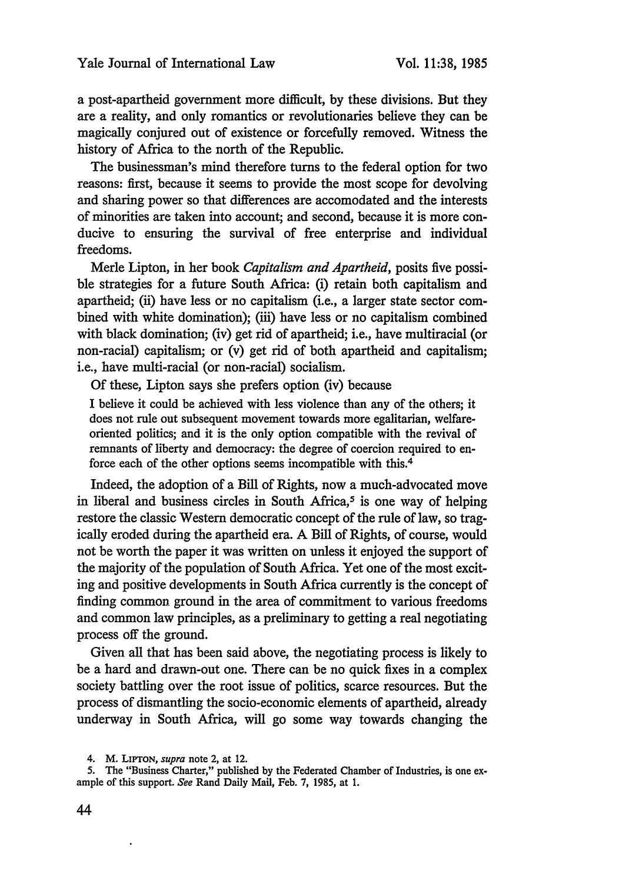a post-apartheid government more difficult, by these divisions. But they are a reality, and only romantics or revolutionaries believe they can be magically conjured out of existence or forcefully removed. Witness the history of Africa to the north of the Republic.

The businessman's mind therefore turns to the federal option for two reasons: first, because it seems to provide the most scope for devolving and sharing power so that differences are accomodated and the interests of minorities are taken into account; and second, because it is more conducive to ensuring the survival of free enterprise and individual freedoms.

Merle Lipton, in her book *Capitalism and Apartheid*, posits five possible strategies for a future South Africa: (i) retain both capitalism and apartheid; (ii) have less or no capitalism (i.e., a larger state sector combined with white domination); (iii) have less or no capitalism combined with black domination; (iv) get rid of apartheid; i.e., have multiracial (or non-racial) capitalism; or (v) get rid of both apartheid and capitalism; i.e., have multi-racial (or non-racial) socialism.

Of these, Lipton says she prefers option (iv) because

> I believe it could be achieved with less violence than any of the others; it does not rule out subsequent movement towards more egalitarian, welfare-oriented politics; and it is the only option compatible with the revival of remnants of liberty and democracy: the degree of coercion required to enforce each of the other options seems incompatible with this.[4]

Indeed, the adoption of a Bill of Rights, now a much-advocated move in liberal and business circles in South Africa,[5] is one way of helping restore the classic Western democratic concept of the rule of law, so tragically eroded during the apartheid era. A Bill of Rights, of course, would not be worth the paper it was written on unless it enjoyed the support of the majority of the population of South Africa. Yet one of the most exciting and positive developments in South Africa currently is the concept of finding common ground in the area of commitment to various freedoms and common law principles, as a preliminary to getting a real negotiating process off the ground.

Given all that has been said above, the negotiating process is likely to be a hard and drawn-out one. There can be no quick fixes in a complex society battling over the root issue of politics, scarce resources. But the process of dismantling the socio-economic elements of apartheid, already underway in South Africa, will go some way towards changing the

4. M. LIPTON, *supra* note 2, at 12.

5. The "Business Charter," published by the Federated Chamber of Industries, is one example of this support. *See* Rand Daily Mail, Feb. 7, 1985, at 1.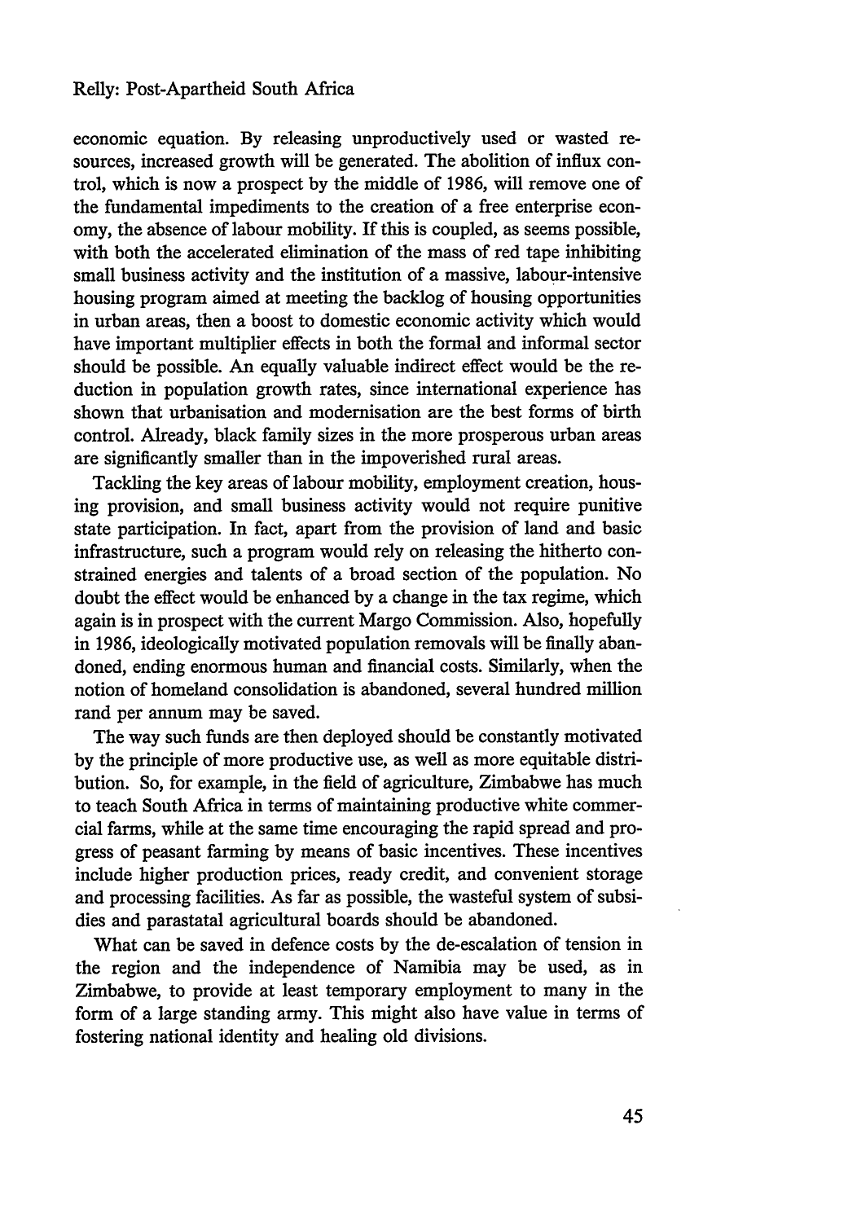economic equation. By releasing unproductively used or wasted resources, increased growth will be generated. The abolition of influx control, which is now a prospect by the middle of 1986, will remove one of the fundamental impediments to the creation of a free enterprise economy, the absence of labour mobility. If this is coupled, as seems possible, with both the accelerated elimination of the mass of red tape inhibiting small business activity and the institution of a massive, labour-intensive housing program aimed at meeting the backlog of housing opportunities in urban areas, then a boost to domestic economic activity which would have important multiplier effects in both the formal and informal sector should be possible. An equally valuable indirect effect would be the reduction in population growth rates, since international experience has shown that urbanisation and modernisation are the best forms of birth control. Already, black family sizes in the more prosperous urban areas are significantly smaller than in the impoverished rural areas.

Tackling the key areas of labour mobility, employment creation, housing provision, and small business activity would not require punitive state participation. In fact, apart from the provision of land and basic infrastructure, such a program would rely on releasing the hitherto constrained energies and talents of a broad section of the population. No doubt the effect would be enhanced by a change in the tax regime, which again is in prospect with the current Margo Commission. Also, hopefully in 1986, ideologically motivated population removals will be finally abandoned, ending enormous human and financial costs. Similarly, when the notion of homeland consolidation is abandoned, several hundred million rand per annum may be saved.

The way such funds are then deployed should be constantly motivated by the principle of more productive use, as well as more equitable distribution. So, for example, in the field of agriculture, Zimbabwe has much to teach South Africa in terms of maintaining productive white commercial farms, while at the same time encouraging the rapid spread and progress of peasant farming by means of basic incentives. These incentives include higher production prices, ready credit, and convenient storage and processing facilities. As far as possible, the wasteful system of subsidies and parastatal agricultural boards should be abandoned.

What can be saved in defence costs by the de-escalation of tension in the region and the independence of Namibia may be used, as in Zimbabwe, to provide at least temporary employment to many in the form of a large standing army. This might also have value in terms of fostering national identity and healing old divisions.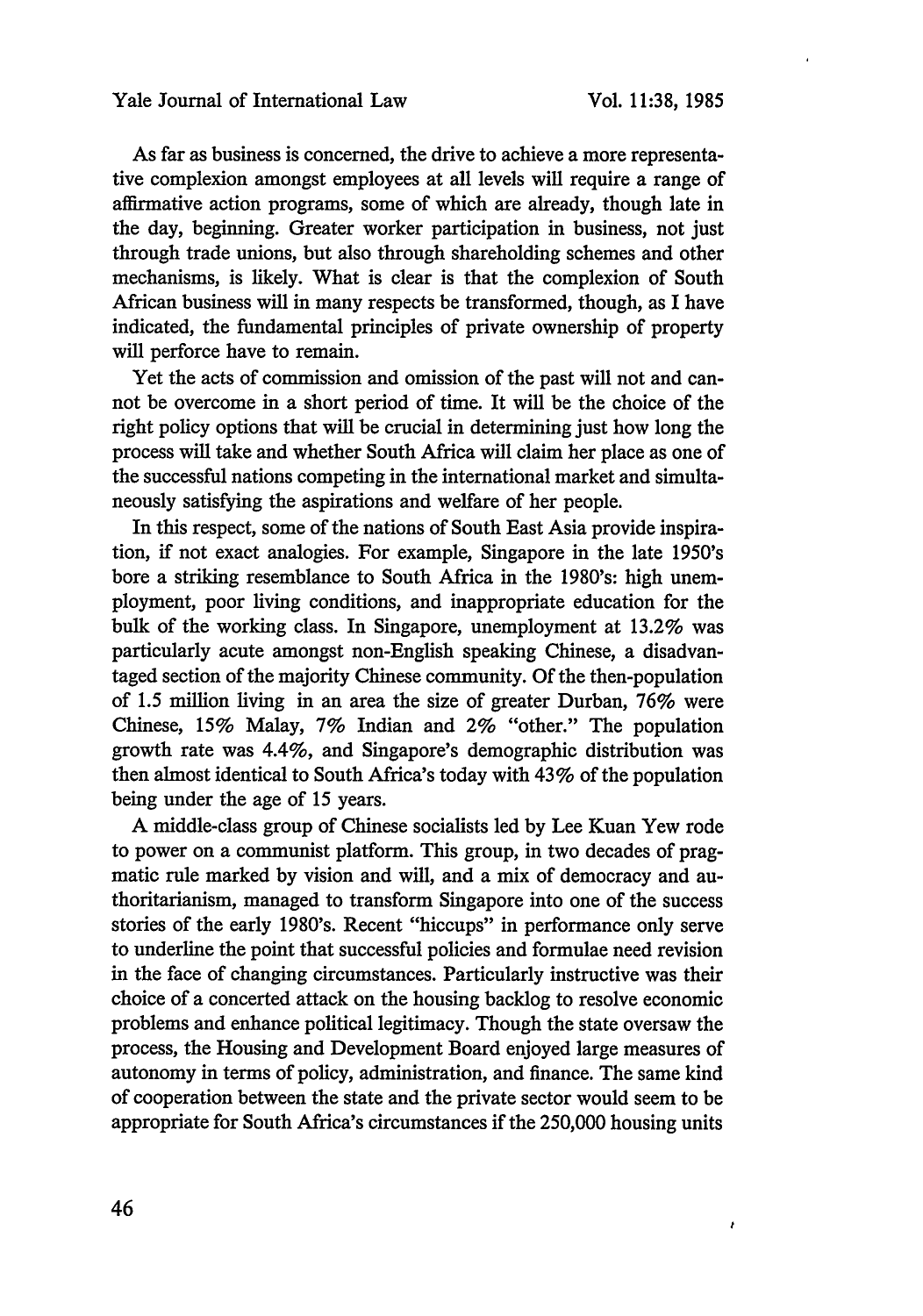As far as business is concerned, the drive to achieve a more representative complexion amongst employees at all levels will require a range of affirmative action programs, some of which are already, though late in the day, beginning. Greater worker participation in business, not just through trade unions, but also through shareholding schemes and other mechanisms, is likely. What is clear is that the complexion of South African business will in many respects be transformed, though, as I have indicated, the fundamental principles of private ownership of property will perforce have to remain.

Yet the acts of commission and omission of the past will not and cannot be overcome in a short period of time. It will be the choice of the right policy options that will be crucial in determining just how long the process will take and whether South Africa will claim her place as one of the successful nations competing in the international market and simultaneously satisfying the aspirations and welfare of her people.

In this respect, some of the nations of South East Asia provide inspiration, if not exact analogies. For example, Singapore in the late 1950's bore a striking resemblance to South Africa in the 1980's: high unemployment, poor living conditions, and inappropriate education for the bulk of the working class. In Singapore, unemployment at 13.2% was particularly acute amongst non-English speaking Chinese, a disadvantaged section of the majority Chinese community. Of the then-population of 1.5 million living in an area the size of greater Durban, 76% were Chinese, 15% Malay, 7% Indian and 2% "other." The population growth rate was 4.4%, and Singapore's demographic distribution was then almost identical to South Africa's today with 43% of the population being under the age of 15 years.

A middle-class group of Chinese socialists led by Lee Kuan Yew rode to power on a communist platform. This group, in two decades of pragmatic rule marked by vision and will, and a mix of democracy and authoritarianism, managed to transform Singapore into one of the success stories of the early 1980's. Recent "hiccups" in performance only serve to underline the point that successful policies and formulae need revision in the face of changing circumstances. Particularly instructive was their choice of a concerted attack on the housing backlog to resolve economic problems and enhance political legitimacy. Though the state oversaw the process, the Housing and Development Board enjoyed large measures of autonomy in terms of policy, administration, and finance. The same kind of cooperation between the state and the private sector would seem to be appropriate for South Africa's circumstances if the 250,000 housing units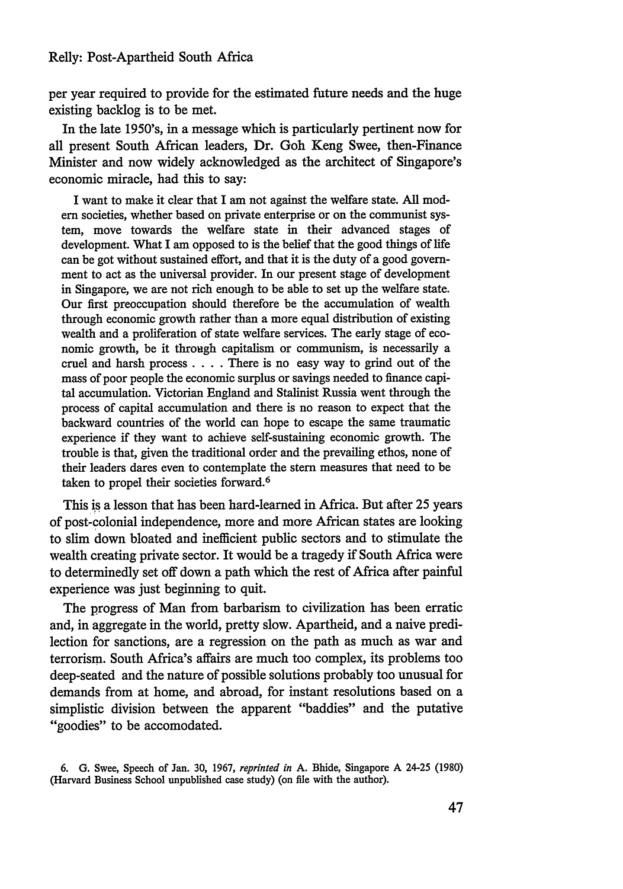per year required to provide for the estimated future needs and the huge existing backlog is to be met.

In the late 1950's, in a message which is particularly pertinent now for all present South African leaders, Dr. Goh Keng Swee, then-Finance Minister and now widely acknowledged as the architect of Singapore's economic miracle, had this to say:

> I want to make it clear that I am not against the welfare state. All modern societies, whether based on private enterprise or on the communist system, move towards the welfare state in their advanced stages of development. What I am opposed to is the belief that the good things of life can be got without sustained effort, and that it is the duty of a good government to act as the universal provider. In our present stage of development in Singapore, we are not rich enough to be able to set up the welfare state. Our first preoccupation should therefore be the accumulation of wealth through economic growth rather than a more equal distribution of existing wealth and a proliferation of state welfare services. The early stage of economic growth, be it through capitalism or communism, is necessarily a cruel and harsh process . . . . There is no easy way to grind out of the mass of poor people the economic surplus or savings needed to finance capital accumulation. Victorian England and Stalinist Russia went through the process of capital accumulation and there is no reason to expect that the backward countries of the world can hope to escape the same traumatic experience if they want to achieve self-sustaining economic growth. The trouble is that, given the traditional order and the prevailing ethos, none of their leaders dares even to contemplate the stern measures that need to be taken to propel their societies forward.[6]

This is a lesson that has been hard-learned in Africa. But after 25 years of post-colonial independence, more and more African states are looking to slim down bloated and inefficient public sectors and to stimulate the wealth creating private sector. It would be a tragedy if South Africa were to determinedly set off down a path which the rest of Africa after painful experience was just beginning to quit.

The progress of Man from barbarism to civilization has been erratic and, in aggregate in the world, pretty slow. Apartheid, and a naive predilection for sanctions, are a regression on the path as much as war and terrorism. South Africa's affairs are much too complex, its problems too deep-seated and the nature of possible solutions probably too unusual for demands from at home, and abroad, for instant resolutions based on a simplistic division between the apparent "baddies" and the putative "goodies" to be accomodated.

---

6. G. Swee, Speech of Jan. 30, 1967, *reprinted in* A. Bhide, Singapore A 24-25 (1980) (Harvard Business School unpublished case study) (on file with the author).